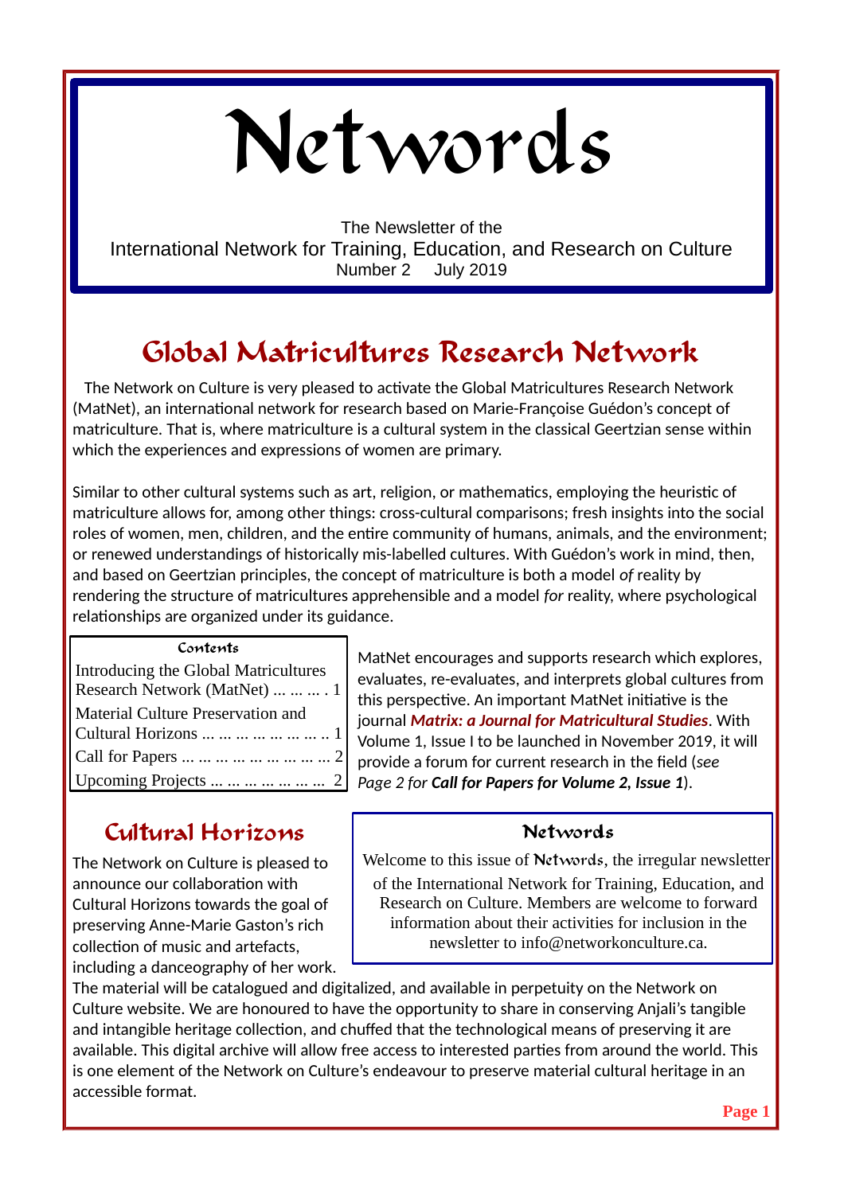# Networds

The Newsletter of the
International Network for Training, Education, and Research on Culture
Number 2 July 2019

## Global Matricultures Research Network

The Network on Culture is very pleased to activate the Global Matricultures Research Network (MatNet), an international network for research based on Marie-Françoise Guédon's concept of matriculture. That is, where matriculture is a cultural system in the classical Geertzian sense within which the experiences and expressions of women are primary.

Similar to other cultural systems such as art, religion, or mathematics, employing the heuristic of matriculture allows for, among other things: cross-cultural comparisons; fresh insights into the social roles of women, men, children, and the entire community of humans, animals, and the environment; or renewed understandings of historically mis-labelled cultures. With Guédon's work in mind, then, and based on Geertzian principles, the concept of matriculture is both a model *of* reality by rendering the structure of matricultures apprehensible and a model *for* reality, where psychological relationships are organized under its guidance.

MatNet encourages and supports research which explores, evaluates, re-evaluates, and interprets global cultures from this perspective. An important MatNet initiative is the journal ***Matrix: a Journal for Matricultural Studies***. With Volume 1, Issue I to be launched in November 2019, it will provide a forum for current research in the field (*see Page 2 for* ***Call for Papers for Volume 2, Issue 1***).

### Contents

- Introducing the Global Matricultures Research Network (MatNet) … … … . 1
- Material Culture Preservation and Cultural Horizons … … … … … … … .. 1
- Call for Papers … … … … … … … … 2
- Upcoming Projects … … … … … … … 2

## Cultural Horizons

The Network on Culture is pleased to announce our collaboration with Cultural Horizons towards the goal of preserving Anne-Marie Gaston's rich collection of music and artefacts, including a danceography of her work. The material will be catalogued and digitalized, and available in perpetuity on the Network on Culture website. We are honoured to have the opportunity to share in conserving Anjali's tangible and intangible heritage collection, and chuffed that the technological means of preserving it are available. This digital archive will allow free access to interested parties from around the world. This is one element of the Network on Culture's endeavour to preserve material cultural heritage in an accessible format.

### Networds

Welcome to this issue of **Networds**, the irregular newsletter of the International Network for Training, Education, and Research on Culture. Members are welcome to forward information about their activities for inclusion in the newsletter to info@networkonculture.ca.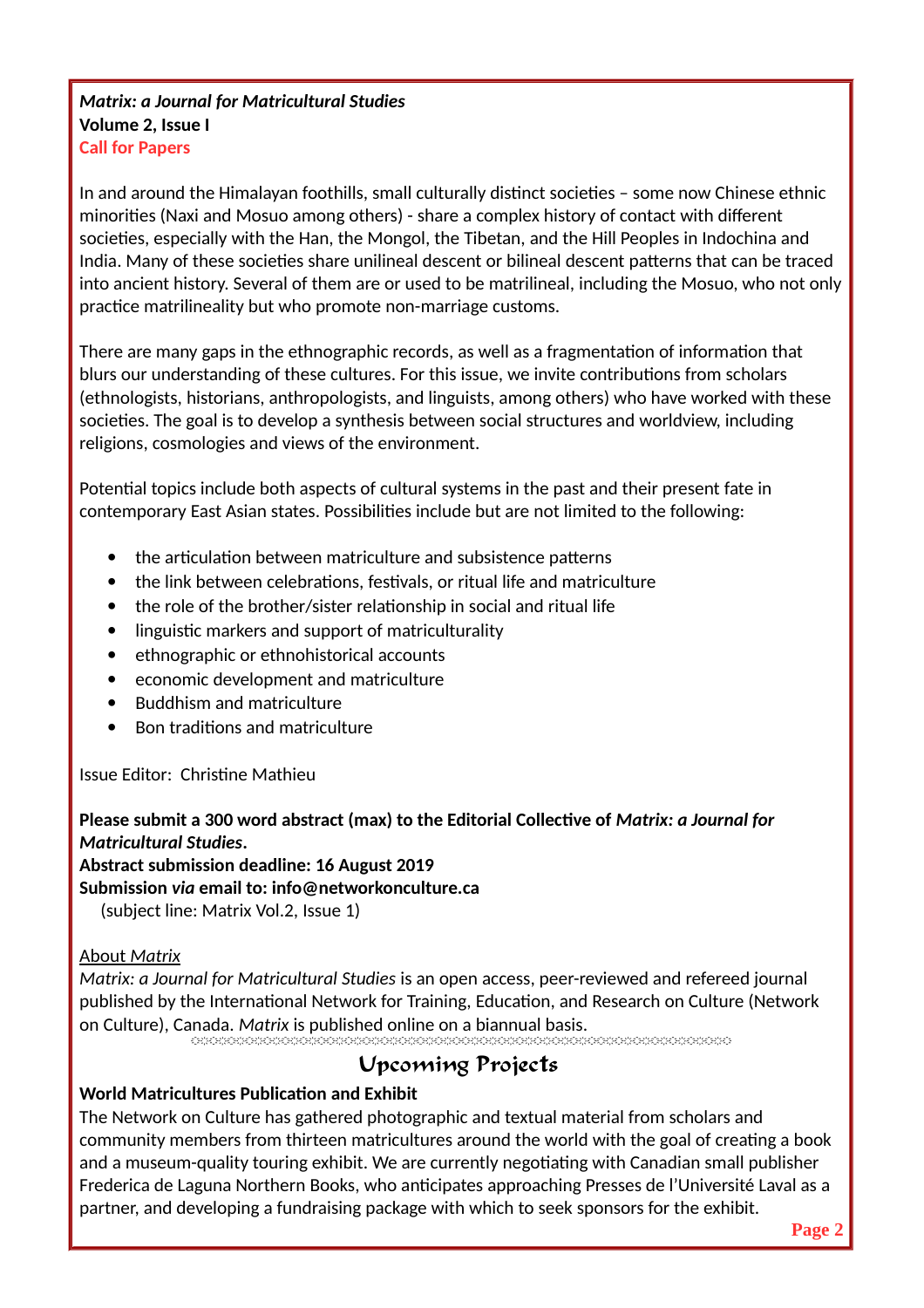***Matrix: a Journal for Matricultural Studies***
**Volume 2, Issue I**
**Call for Papers**

In and around the Himalayan foothills, small culturally distinct societies – some now Chinese ethnic minorities (Naxi and Mosuo among others) - share a complex history of contact with different societies, especially with the Han, the Mongol, the Tibetan, and the Hill Peoples in Indochina and India. Many of these societies share unilineal descent or bilineal descent patterns that can be traced into ancient history. Several of them are or used to be matrilineal, including the Mosuo, who not only practice matrilineality but who promote non-marriage customs.

There are many gaps in the ethnographic records, as well as a fragmentation of information that blurs our understanding of these cultures. For this issue, we invite contributions from scholars (ethnologists, historians, anthropologists, and linguists, among others) who have worked with these societies. The goal is to develop a synthesis between social structures and worldview, including religions, cosmologies and views of the environment.

Potential topics include both aspects of cultural systems in the past and their present fate in contemporary East Asian states. Possibilities include but are not limited to the following:

- the articulation between matriculture and subsistence patterns
- the link between celebrations, festivals, or ritual life and matriculture
- the role of the brother/sister relationship in social and ritual life
- linguistic markers and support of matriculturality
- ethnographic or ethnohistorical accounts
- economic development and matriculture
- Buddhism and matriculture
- Bon traditions and matriculture

Issue Editor: Christine Mathieu

**Please submit a 300 word abstract (max) to the Editorial Collective of *Matrix: a Journal for Matricultural Studies*.**
**Abstract submission deadline: 16 August 2019**
**Submission *via* email to: info@networkonculture.ca**
(subject line: Matrix Vol.2, Issue 1)

About *Matrix*
*Matrix: a Journal for Matricultural Studies* is an open access, peer-reviewed and refereed journal published by the International Network for Training, Education, and Research on Culture (Network on Culture), Canada. *Matrix* is published online on a biannual basis.

## Upcoming Projects

**World Matricultures Publication and Exhibit**
The Network on Culture has gathered photographic and textual material from scholars and community members from thirteen matricultures around the world with the goal of creating a book and a museum-quality touring exhibit. We are currently negotiating with Canadian small publisher Frederica de Laguna Northern Books, who anticipates approaching Presses de l'Université Laval as a partner, and developing a fundraising package with which to seek sponsors for the exhibit.